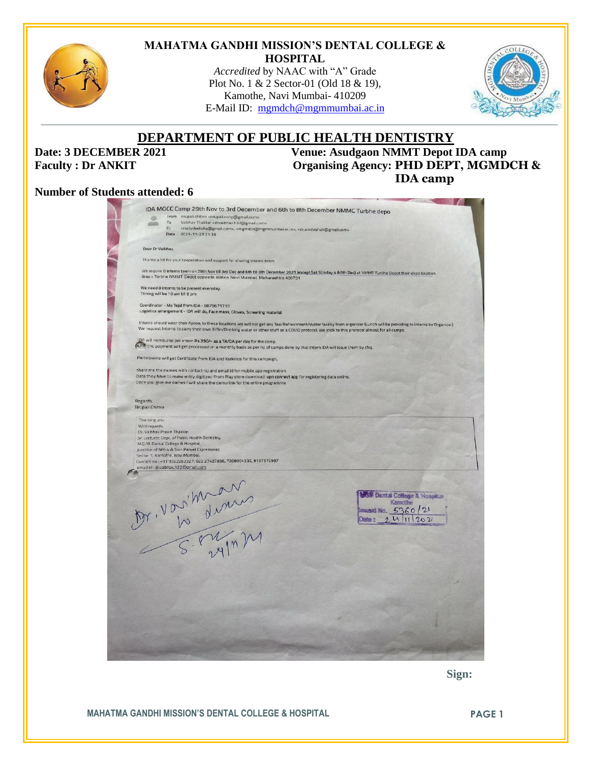# MAHATMA GANDHI MISSION'S DENTAL COLLEGE & HOSPITAL

*Accredited* by NAAC with "A" Grade
Plot No. 1 & 2 Sector-01 (Old 18 & 19),
Kamothe, Navi Mumbai- 410209
E-Mail ID: mgmdch@mgmmumbai.ac.in

## DEPARTMENT OF PUBLIC HEALTH DENTISTRY

**Date: 3 DECEMBER 2021** **Venue: Asudgaon NMMT Depot IDA camp**
**Faculty : Dr ANKIT** **Organising Agency: PHD DEPT, MGMDCH & IDA camp**

**Number of Students attended: 6**

IDA MOCC Camp 29th Nov to 3rd December and 6th to 8th December NMMC Turbhe depo

From nrupali chitnis <nrupali.nohp@gmail.com>
To Vaibhav Thakkar <drvaibhav.h32@gmail.com>
Cc <rsolydeeksha@gmail.com>, <mgmdch@mgmmumbai.ac.in>, <dr.ankitrshah@gmail.com>
Date 2021-11-23 21:36

Dear Dr Vaibhav,

Thanks a lot for your cooperation and support for sharing interns team

We require 8 interns team on 29th Nov till 3rd Dec and 6th till 8th December 2021 (except Sat SUnday 4 &5th Dec) at NMMT Turbhe Depot their depo location Area - Turbhe NMMT Depot opposite station Navi Mumbai, Maharashtra 400701

We need 8 interns to be present everyday.
Timing will be 10 am till 6 pm

Coordinator - Ms Tejal from IDA - 8879671710
Logistics arrangement - IDA will do, Face mask, Gloves, Screening material

Interns should wear their Apron, In these locations we will not get any Tea/Refreshment/Water facility from organizer (Lunch will be providing to interns by Organizer)
We request Interns to carry their own Tiffin/Drinking water or other stuff as a COVID protocol. We stick to this protocol almost for all camps.

IDA will reimburse per intern Rs.350/- as a TA/DA per day for the camp.
a.For the payment will get processed on a monthly basis as per no of camps done by that intern IDA will issue them by chq.

Participants will get Certificate from IDA and Karkinos for this campaign.

share me the names with contact no and email id for mobile app registration.
Data they have to make entry digitized From Play store download vpn connect app for registering data online.
Once you give me names I will share the demo link for the entire programme

Regards,
Nrupali Chitnis

Thanking you.
With regards,
Dr. Vaibhav Pravin Thakkar,
Sr. Lecturer, Dept. of Public Health Dentistry,
M.G.M. Dental College & Hospital,
Junction of NH-4 & Sion Panvel Expressway,
Sector-1, Kamothe, Navi Mumbai.
Contact no : +91 9322262227, 022 27437836, 7208004232, 9137572987
email id : drvaibhav.h32@gmail.com

Dr. Vaibhav
to discuss
S-24/11/21

MGM Dental College & Hospital
Kamothe
Inward No. 5360/21
Date: 24/11/2021

**Sign:**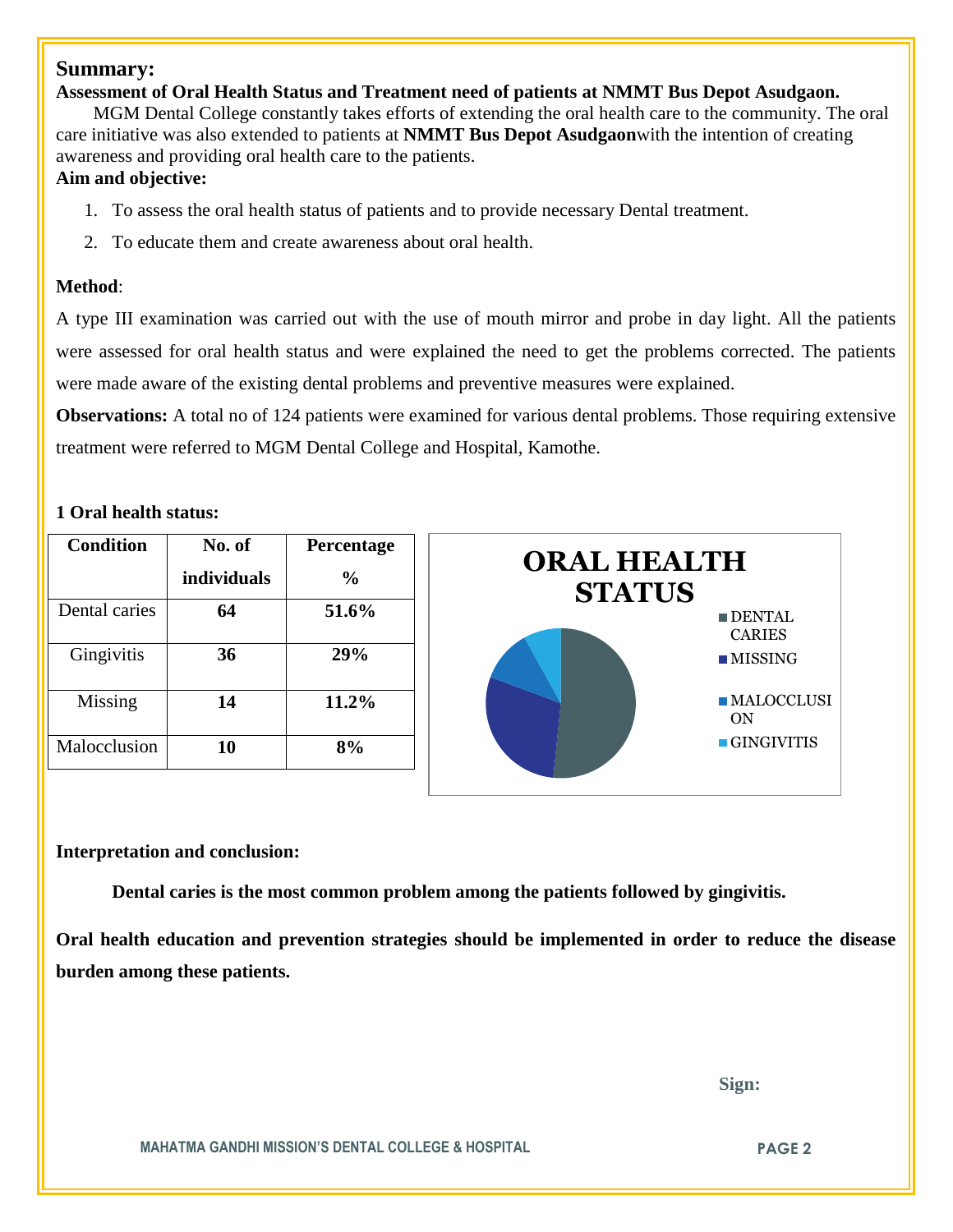## Summary:

**Assessment of Oral Health Status and Treatment need of patients at NMMT Bus Depot Asudgaon.**

MGM Dental College constantly takes efforts of extending the oral health care to the community. The oral care initiative was also extended to patients at **NMMT Bus Depot Asudgaon**with the intention of creating awareness and providing oral health care to the patients.

**Aim and objective:**

1. To assess the oral health status of patients and to provide necessary Dental treatment.
2. To educate them and create awareness about oral health.

**Method**:

A type III examination was carried out with the use of mouth mirror and probe in day light. All the patients were assessed for oral health status and were explained the need to get the problems corrected. The patients were made aware of the existing dental problems and preventive measures were explained.

**Observations:** A total no of 124 patients were examined for various dental problems. Those requiring extensive treatment were referred to MGM Dental College and Hospital, Kamothe.

**1 Oral health status:**

| Condition | No. of individuals | Percentage % |
|---|---|---|
| Dental caries | **64** | **51.6%** |
| Gingivitis | **36** | **29%** |
| Missing | **14** | **11.2%** |
| Malocclusion | **10** | **8%** |

**ORAL HEALTH STATUS**

- DENTAL CARIES
- MISSING
- MALOCCLUSION
- GINGIVITIS

**Interpretation and conclusion:**

**Dental caries is the most common problem among the patients followed by gingivitis.**

**Oral health education and prevention strategies should be implemented in order to reduce the disease burden among these patients.**

**Sign:**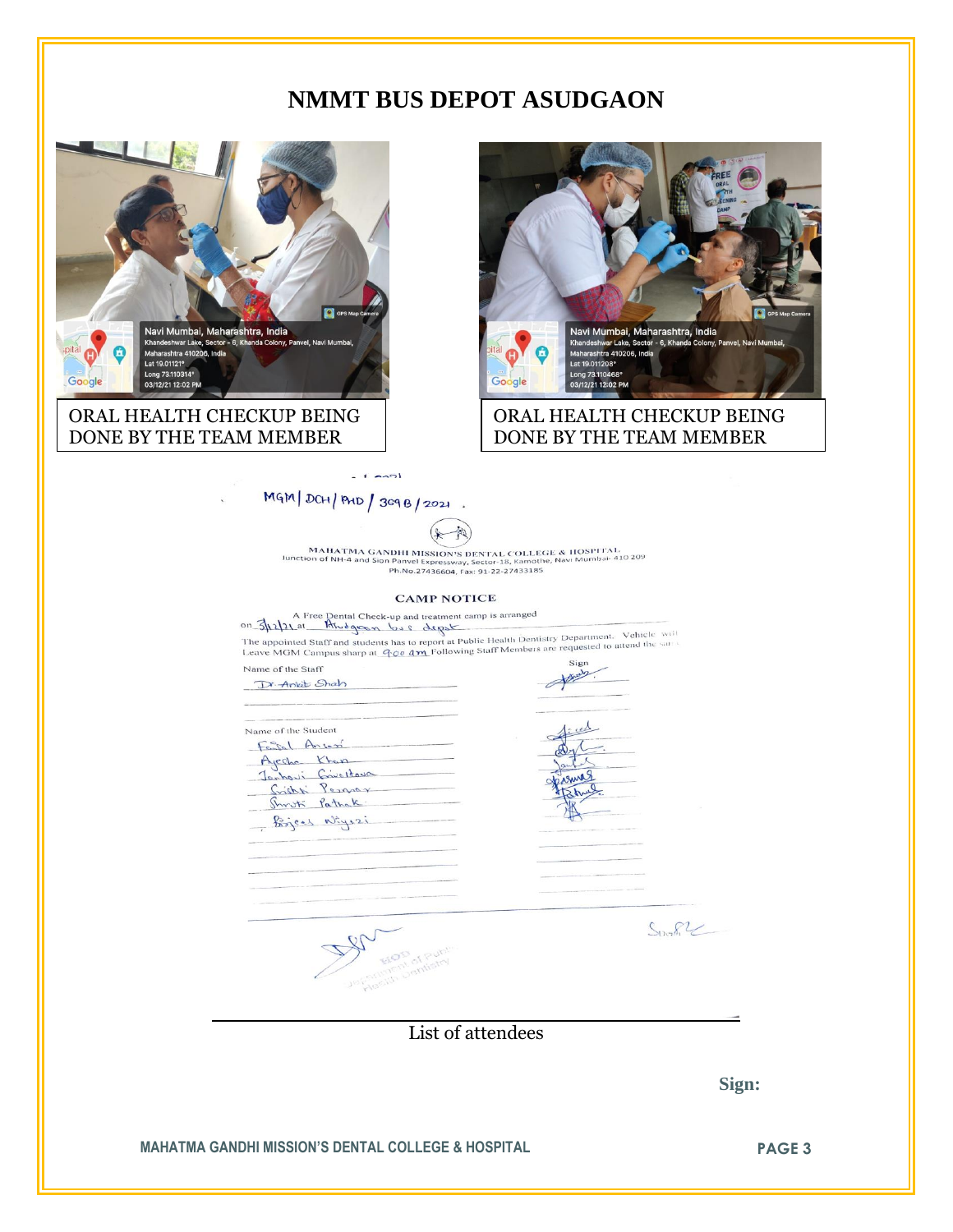# NMMT BUS DEPOT ASUDGAON

ORAL HEALTH CHECKUP BEING DONE BY THE TEAM MEMBER

ORAL HEALTH CHECKUP BEING DONE BY THE TEAM MEMBER

MGM/DCH/PHD/369B/2021.

MAHATMA GANDHI MISSION'S DENTAL COLLEGE & HOSPITAL
Junction of NH-4 and Sion Panvel Expressway, Sector-18, Kamothe, Navi Mumbai 410 209
Ph.No.27436604, Fax: 91-22-27433185

**CAMP NOTICE**

A Free Dental Check-up and treatment camp is arranged on 3/12/21 at Asudgaon bus depot

The appointed Staff and students has to report at Public Health Dentistry Department. Vehicle will Leave MGM Campus sharp at 9:00 am Following Staff Members are requested to attend the same.

| Name of the Staff | Sign |
|---|---|
| Dr. Ankit Shah | (signed) |

| Name of the Student | Sign |
|---|---|
| Faisal Ansari | (signed) |
| Ayesha Khan | (signed) |
| Janhavi Srivastava | (signed) |
| Srishti Pawar | (signed) |
| Shruti Pathak | (signed) |
| Bijesh Niyazi | (signed) |

HOD
Department of Public Health Dentistry

List of attendees

**Sign:**